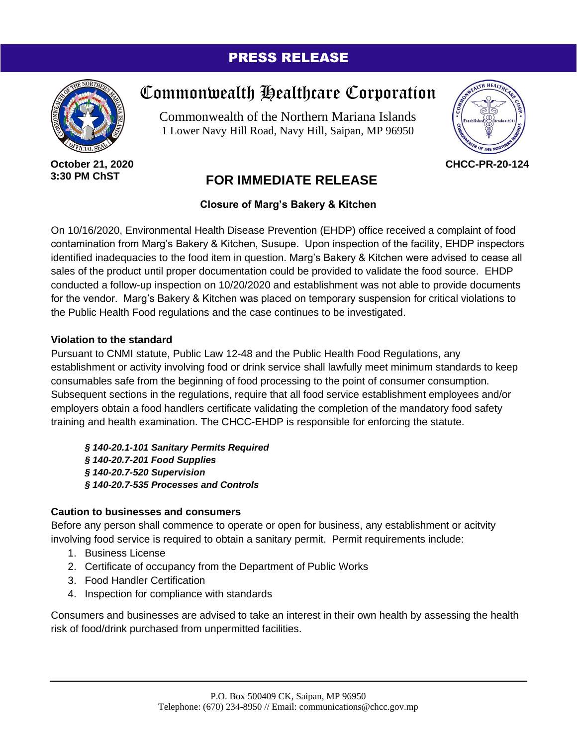# PRESS RELEASE

## Commonwealth Healthcare Corporation

Commonwealth of the Northern Mariana Islands
1 Lower Navy Hill Road, Navy Hill, Saipan, MP 96950

**October 21, 2020**
**3:30 PM ChST**

**CHCC-PR-20-124**

## FOR IMMEDIATE RELEASE

### Closure of Marg's Bakery & Kitchen

On 10/16/2020, Environmental Health Disease Prevention (EHDP) office received a complaint of food contamination from Marg's Bakery & Kitchen, Susupe. Upon inspection of the facility, EHDP inspectors identified inadequacies to the food item in question. Marg's Bakery & Kitchen were advised to cease all sales of the product until proper documentation could be provided to validate the food source. EHDP conducted a follow-up inspection on 10/20/2020 and establishment was not able to provide documents for the vendor. Marg's Bakery & Kitchen was placed on temporary suspension for critical violations to the Public Health Food regulations and the case continues to be investigated.

**Violation to the standard**

Pursuant to CNMI statute, Public Law 12-48 and the Public Health Food Regulations, any establishment or activity involving food or drink service shall lawfully meet minimum standards to keep consumables safe from the beginning of food processing to the point of consumer consumption. Subsequent sections in the regulations, require that all food service establishment employees and/or employers obtain a food handlers certificate validating the completion of the mandatory food safety training and health examination. The CHCC-EHDP is responsible for enforcing the statute.

***§ 140-20.1-101 Sanitary Permits Required***
***§ 140-20.7-201 Food Supplies***
***§ 140-20.7-520 Supervision***
***§ 140-20.7-535 Processes and Controls***

**Caution to businesses and consumers**

Before any person shall commence to operate or open for business, any establishment or acitvity involving food service is required to obtain a sanitary permit. Permit requirements include:

1. Business License
2. Certificate of occupancy from the Department of Public Works
3. Food Handler Certification
4. Inspection for compliance with standards

Consumers and businesses are advised to take an interest in their own health by assessing the health risk of food/drink purchased from unpermitted facilities.

---

P.O. Box 500409 CK, Saipan, MP 96950
Telephone: (670) 234-8950 // Email: communications@chcc.gov.mp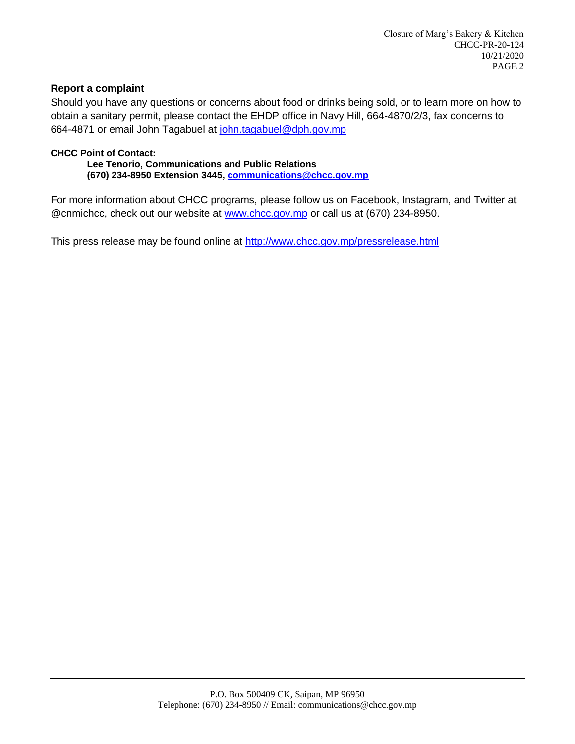## Report a complaint

Should you have any questions or concerns about food or drinks being sold, or to learn more on how to obtain a sanitary permit, please contact the EHDP office in Navy Hill, 664-4870/2/3, fax concerns to 664-4871 or email John Tagabuel at john.tagabuel@dph.gov.mp

**CHCC Point of Contact:**

**Lee Tenorio, Communications and Public Relations**
**(670) 234-8950 Extension 3445, communications@chcc.gov.mp**

For more information about CHCC programs, please follow us on Facebook, Instagram, and Twitter at @cnmichcc, check out our website at www.chcc.gov.mp or call us at (670) 234-8950.

This press release may be found online at http://www.chcc.gov.mp/pressrelease.html